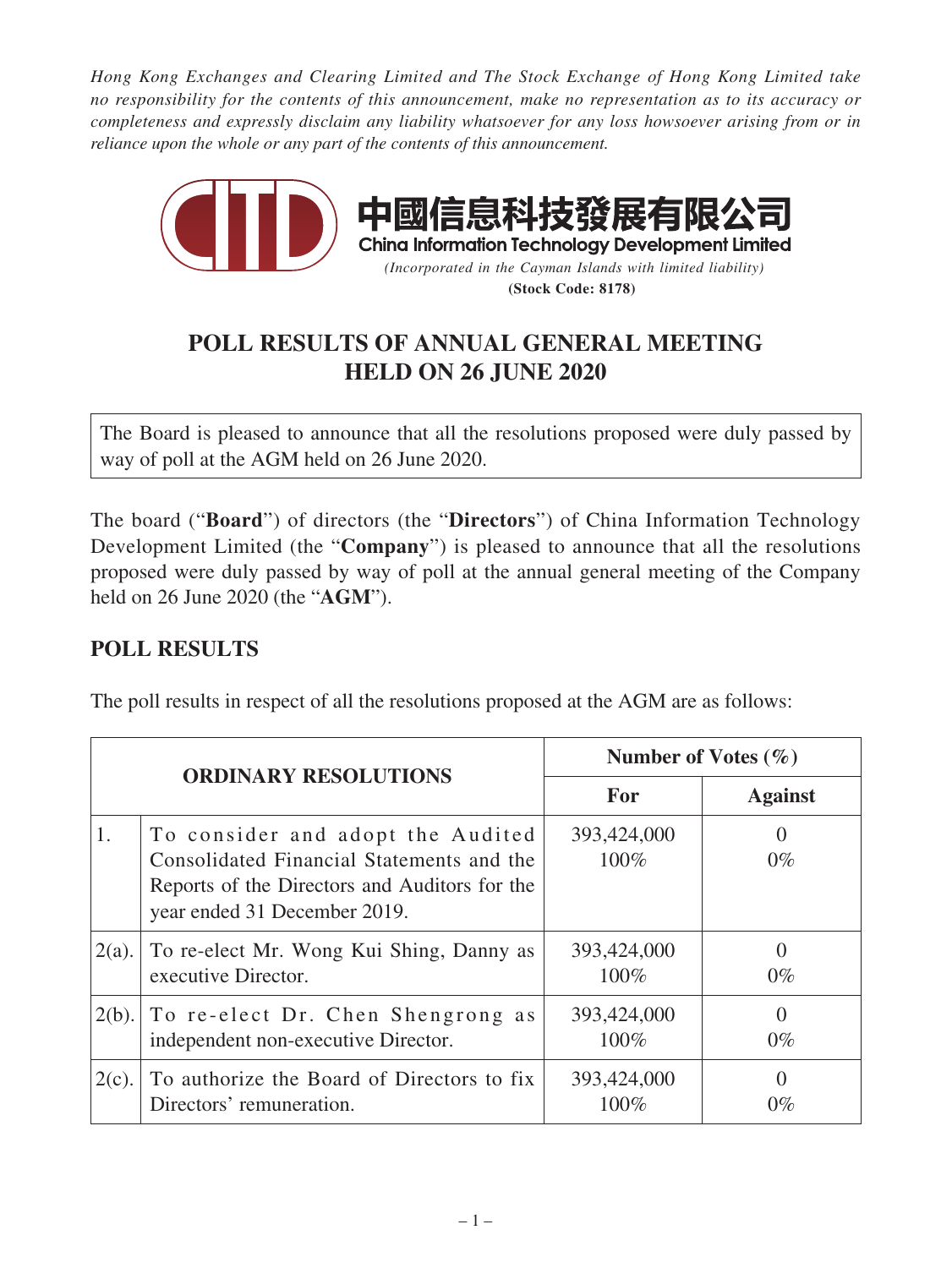*Hong Kong Exchanges and Clearing Limited and The Stock Exchange of Hong Kong Limited take no responsibility for the contents of this announcement, make no representation as to its accuracy or completeness and expressly disclaim any liability whatsoever for any loss howsoever arising from or in reliance upon the whole or any part of the contents of this announcement.*

**中國信息科技發展有限公司**

**China Information Technology Development Limited**

*(Incorporated in the Cayman Islands with limited liability)*

**(Stock Code: 8178)**

# POLL RESULTS OF ANNUAL GENERAL MEETING HELD ON 26 JUNE 2020

The Board is pleased to announce that all the resolutions proposed were duly passed by way of poll at the AGM held on 26 June 2020.

The board ("**Board**") of directors (the "**Directors**") of China Information Technology Development Limited (the "**Company**") is pleased to announce that all the resolutions proposed were duly passed by way of poll at the annual general meeting of the Company held on 26 June 2020 (the "**AGM**").

## POLL RESULTS

The poll results in respect of all the resolutions proposed at the AGM are as follows:

| ORDINARY RESOLUTIONS | | Number of Votes (%) | |
|---|---|---|---|
| | | For | Against |
| 1. | To consider and adopt the Audited Consolidated Financial Statements and the Reports of the Directors and Auditors for the year ended 31 December 2019. | 393,424,000 100% | 0 0% |
| 2(a). | To re-elect Mr. Wong Kui Shing, Danny as executive Director. | 393,424,000 100% | 0 0% |
| 2(b). | To re-elect Dr. Chen Shengrong as independent non-executive Director. | 393,424,000 100% | 0 0% |
| 2(c). | To authorize the Board of Directors to fix Directors' remuneration. | 393,424,000 100% | 0 0% |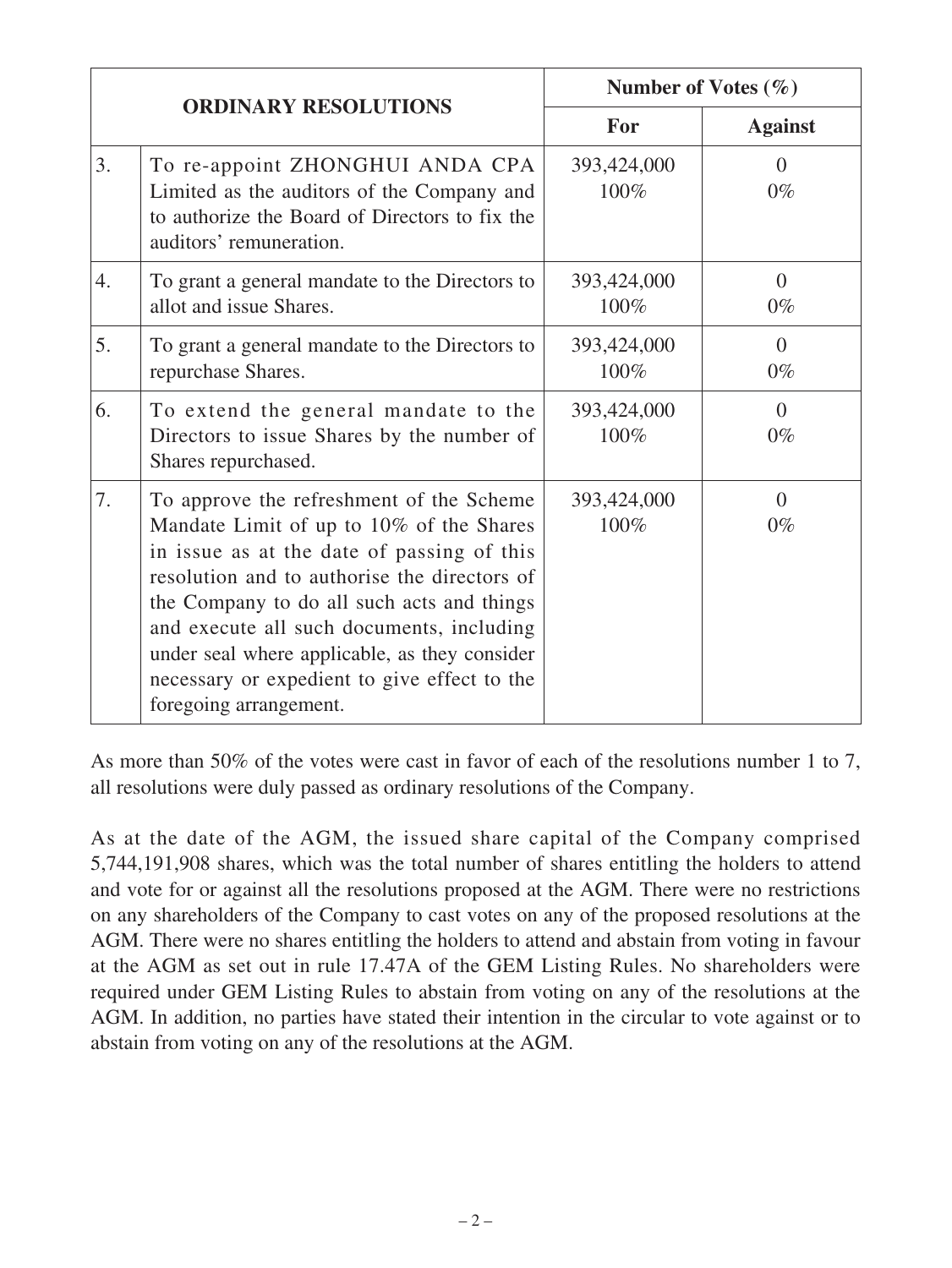| ORDINARY RESOLUTIONS | | Number of Votes (%) | |
|---|---|---|---|
| | | For | Against |
| 3. | To re-appoint ZHONGHUI ANDA CPA Limited as the auditors of the Company and to authorize the Board of Directors to fix the auditors' remuneration. | 393,424,000<br>100% | 0<br>0% |
| 4. | To grant a general mandate to the Directors to allot and issue Shares. | 393,424,000<br>100% | 0<br>0% |
| 5. | To grant a general mandate to the Directors to repurchase Shares. | 393,424,000<br>100% | 0<br>0% |
| 6. | To extend the general mandate to the Directors to issue Shares by the number of Shares repurchased. | 393,424,000<br>100% | 0<br>0% |
| 7. | To approve the refreshment of the Scheme Mandate Limit of up to 10% of the Shares in issue as at the date of passing of this resolution and to authorise the directors of the Company to do all such acts and things and execute all such documents, including under seal where applicable, as they consider necessary or expedient to give effect to the foregoing arrangement. | 393,424,000<br>100% | 0<br>0% |

As more than 50% of the votes were cast in favor of each of the resolutions number 1 to 7, all resolutions were duly passed as ordinary resolutions of the Company.

As at the date of the AGM, the issued share capital of the Company comprised 5,744,191,908 shares, which was the total number of shares entitling the holders to attend and vote for or against all the resolutions proposed at the AGM. There were no restrictions on any shareholders of the Company to cast votes on any of the proposed resolutions at the AGM. There were no shares entitling the holders to attend and abstain from voting in favour at the AGM as set out in rule 17.47A of the GEM Listing Rules. No shareholders were required under GEM Listing Rules to abstain from voting on any of the resolutions at the AGM. In addition, no parties have stated their intention in the circular to vote against or to abstain from voting on any of the resolutions at the AGM.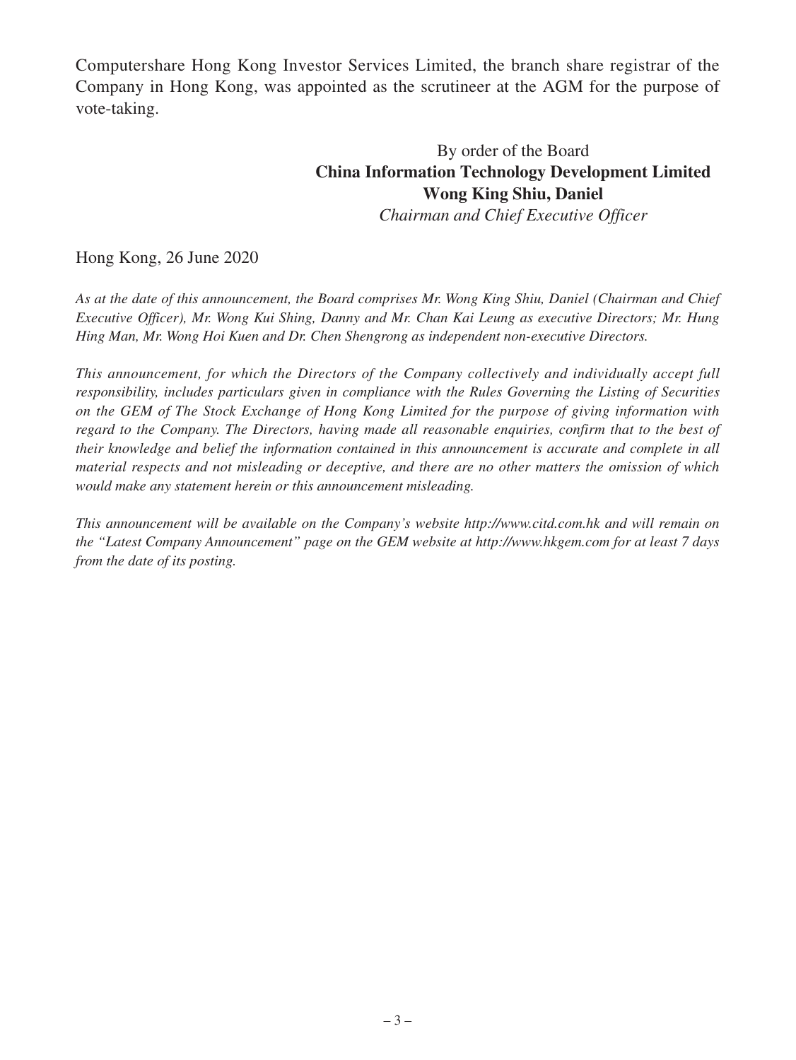Computershare Hong Kong Investor Services Limited, the branch share registrar of the Company in Hong Kong, was appointed as the scrutineer at the AGM for the purpose of vote-taking.

By order of the Board
**China Information Technology Development Limited**
**Wong King Shiu, Daniel**
*Chairman and Chief Executive Officer*

Hong Kong, 26 June 2020

*As at the date of this announcement, the Board comprises Mr. Wong King Shiu, Daniel (Chairman and Chief Executive Officer), Mr. Wong Kui Shing, Danny and Mr. Chan Kai Leung as executive Directors; Mr. Hung Hing Man, Mr. Wong Hoi Kuen and Dr. Chen Shengrong as independent non-executive Directors.*

*This announcement, for which the Directors of the Company collectively and individually accept full responsibility, includes particulars given in compliance with the Rules Governing the Listing of Securities on the GEM of The Stock Exchange of Hong Kong Limited for the purpose of giving information with regard to the Company. The Directors, having made all reasonable enquiries, confirm that to the best of their knowledge and belief the information contained in this announcement is accurate and complete in all material respects and not misleading or deceptive, and there are no other matters the omission of which would make any statement herein or this announcement misleading.*

*This announcement will be available on the Company's website http://www.citd.com.hk and will remain on the "Latest Company Announcement" page on the GEM website at http://www.hkgem.com for at least 7 days from the date of its posting.*